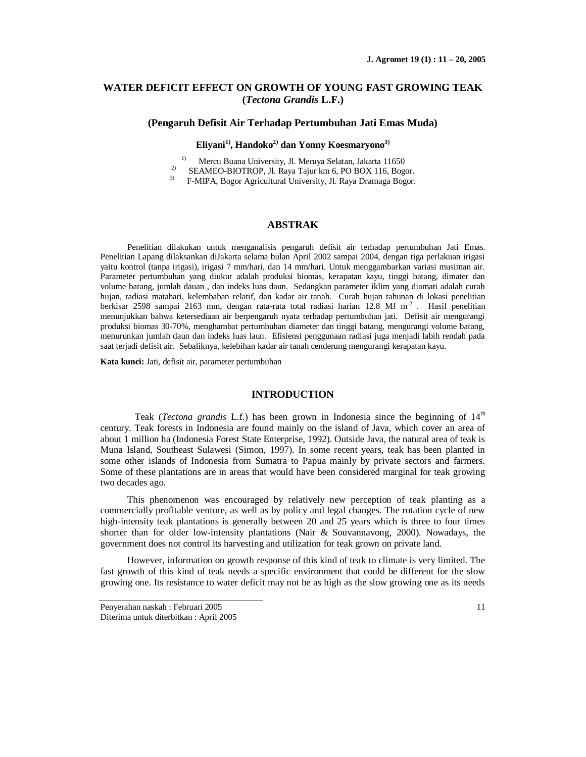# WATER DEFICIT EFFECT ON GROWTH OF YOUNG FAST GROWING TEAK (*Tectona Grandis* L.F.)

## (Pengaruh Defisit Air Terhadap Pertumbuhan Jati Emas Muda)

**Eliyani[1], Handoko[2] dan Yonny Koesmaryono[3]**

[1] Mercu Buana University, Jl. Meruya Selatan, Jakarta 11650
[2] SEAMEO-BIOTROP, Jl. Raya Tajur km 6, PO BOX 116, Bogor.
[3] F-MIPA, Bogor Agricultural University, Jl. Raya Dramaga Bogor.

## ABSTRAK

Penelitian dilakukan untuk menganalisis pengaruh defisit air terhadap pertumbuhan Jati Emas. Penelitian Lapang dilaksankan diJakarta selama bulan April 2002 sampai 2004, dengan tiga perlakuan irigasi yaitu kontrol (tanpa irigasi), irigasi 7 mm/hari, dan 14 mm/hari. Untuk menggambarkan variasi musiman air. Parameter pertumbuhan yang diukur adalah produksi biomas, kerapatan kayu, tinggi batang, dimater dan volume batang, jumlah dauan , dan indeks luas daun. Sedangkan parameter iklim yang diamati adalah curah hujan, radiasi matahari, kelembaban relatif, dan kadar air tanah. Curah hujan tahunan di lokasi penelitian berkisar 2598 sampai 2163 mm, dengan rata-rata total radiasi harian 12.8 MJ $m^{-2}$ . Hasil penelitian menunjukkan bahwa ketersediaan air berpengaruh nyata terhadap pertumbuhan jati. Defisit air mengurangi produksi biomas 30-70%, menghambat pertumbuhan diameter dan tinggi batang, mengurangi volume batang, menurunkan jumlah daun dan indeks luas laun. Efisiensi penggunaan radiasi juga menjadi labih rendah pada saat terjadi defisit air. Sebaliknya, kelebihan kadar air tanah cenderung mengurangi kerapatan kayu.

**Kata kunci:** Jati, defisit air, parameter pertumbuhan

## INTRODUCTION

Teak (*Tectona grandis* L.f.) has been grown in Indonesia since the beginning of 14th century. Teak forests in Indonesia are found mainly on the island of Java, which cover an area of about 1 million ha (Indonesia Forest State Enterprise, 1992). Outside Java, the natural area of teak is Muna Island, Southeast Sulawesi (Simon, 1997). In some recent years, teak has been planted in some other islands of Indonesia from Sumatra to Papua mainly by private sectors and farmers. Some of these plantations are in areas that would have been considered marginal for teak growing two decades ago.

This phenomenon was encouraged by relatively new perception of teak planting as a commercially profitable venture, as well as by policy and legal changes. The rotation cycle of new high-intensity teak plantations is generally between 20 and 25 years which is three to four times shorter than for older low-intensity plantations (Nair & Souvannavong, 2000). Nowadays, the government does not control its harvesting and utilization for teak grown on private land.

However, information on growth response of this kind of teak to climate is very limited. The fast growth of this kind of teak needs a specific environment that could be different for the slow growing one. Its resistance to water deficit may not be as high as the slow growing one as its needs

Penyerahan naskah : Februari 2005
Diterima untuk diterbitkan : April 2005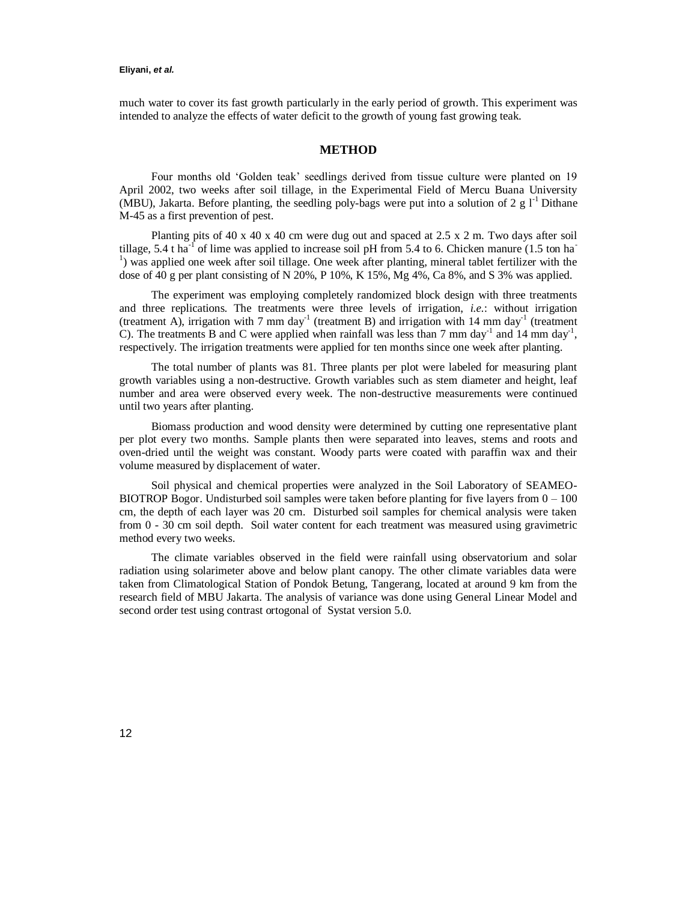much water to cover its fast growth particularly in the early period of growth. This experiment was intended to analyze the effects of water deficit to the growth of young fast growing teak.

## METHOD

Four months old 'Golden teak' seedlings derived from tissue culture were planted on 19 April 2002, two weeks after soil tillage, in the Experimental Field of Mercu Buana University (MBU), Jakarta. Before planting, the seedling poly-bags were put into a solution of 2 g $l^{-1}$ Dithane M-45 as a first prevention of pest.

Planting pits of 40 x 40 x 40 cm were dug out and spaced at 2.5 x 2 m. Two days after soil tillage, 5.4 t $ha^{-1}$ of lime was applied to increase soil pH from 5.4 to 6. Chicken manure (1.5 ton $ha^{-1}$) was applied one week after soil tillage. One week after planting, mineral tablet fertilizer with the dose of 40 g per plant consisting of N 20%, P 10%, K 15%, Mg 4%, Ca 8%, and S 3% was applied.

The experiment was employing completely randomized block design with three treatments and three replications. The treatments were three levels of irrigation, *i.e.*: without irrigation (treatment A), irrigation with 7 mm $day^{-1}$ (treatment B) and irrigation with 14 mm $day^{-1}$ (treatment C). The treatments B and C were applied when rainfall was less than 7 mm $day^{-1}$ and 14 mm $day^{-1}$, respectively. The irrigation treatments were applied for ten months since one week after planting.

The total number of plants was 81. Three plants per plot were labeled for measuring plant growth variables using a non-destructive. Growth variables such as stem diameter and height, leaf number and area were observed every week. The non-destructive measurements were continued until two years after planting.

Biomass production and wood density were determined by cutting one representative plant per plot every two months. Sample plants then were separated into leaves, stems and roots and oven-dried until the weight was constant. Woody parts were coated with paraffin wax and their volume measured by displacement of water.

Soil physical and chemical properties were analyzed in the Soil Laboratory of SEAMEO-BIOTROP Bogor. Undisturbed soil samples were taken before planting for five layers from 0 – 100 cm, the depth of each layer was 20 cm. Disturbed soil samples for chemical analysis were taken from 0 - 30 cm soil depth. Soil water content for each treatment was measured using gravimetric method every two weeks.

The climate variables observed in the field were rainfall using observatorium and solar radiation using solarimeter above and below plant canopy. The other climate variables data were taken from Climatological Station of Pondok Betung, Tangerang, located at around 9 km from the research field of MBU Jakarta. The analysis of variance was done using General Linear Model and second order test using contrast ortogonal of Systat version 5.0.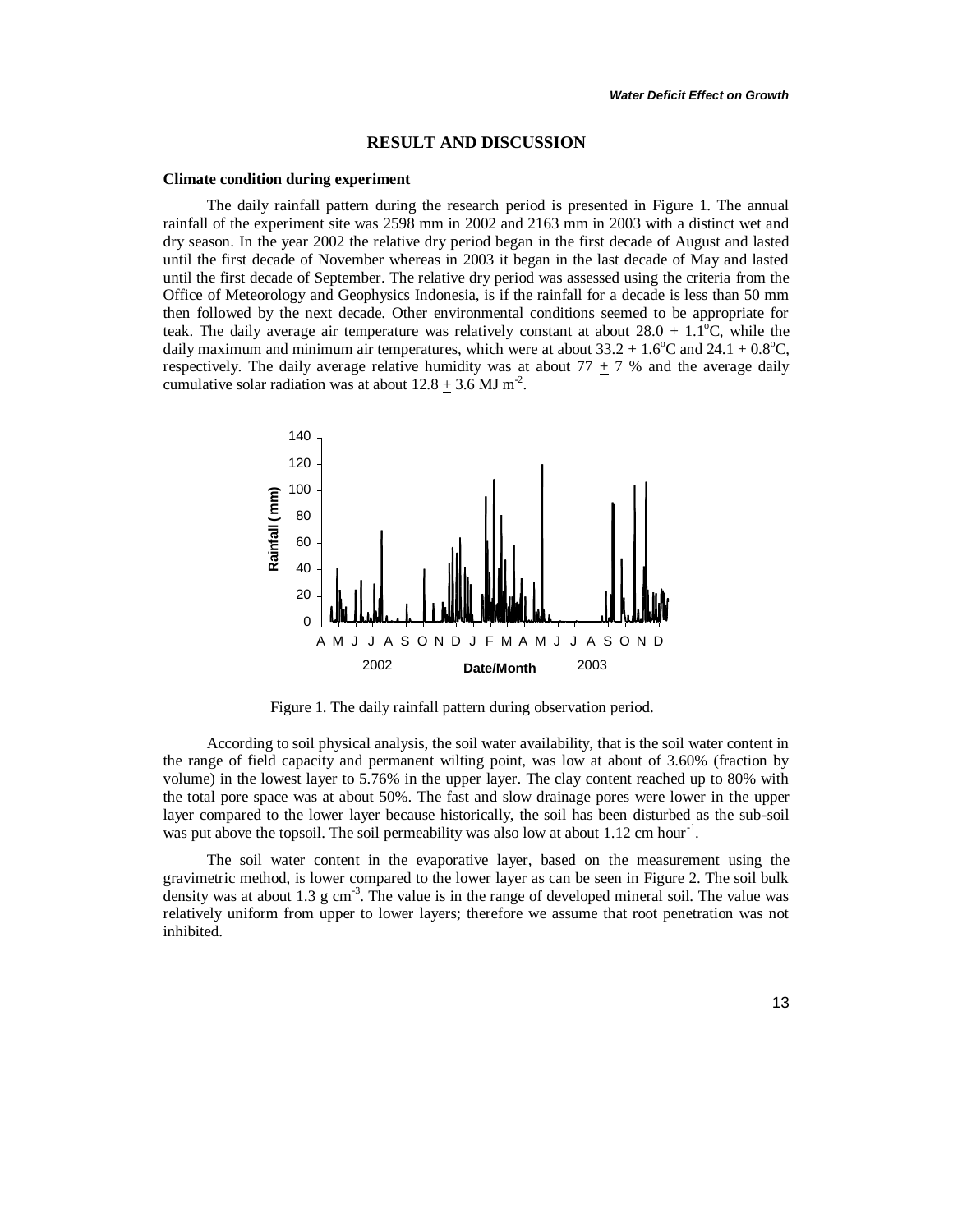## RESULT AND DISCUSSION

### Climate condition during experiment

The daily rainfall pattern during the research period is presented in Figure 1. The annual rainfall of the experiment site was 2598 mm in 2002 and 2163 mm in 2003 with a distinct wet and dry season. In the year 2002 the relative dry period began in the first decade of August and lasted until the first decade of November whereas in 2003 it began in the last decade of May and lasted until the first decade of September. The relative dry period was assessed using the criteria from the Office of Meteorology and Geophysics Indonesia, is if the rainfall for a decade is less than 50 mm then followed by the next decade. Other environmental conditions seemed to be appropriate for teak. The daily average air temperature was relatively constant at about $28.0 \pm 1.1^{o}C$, while the daily maximum and minimum air temperatures, which were at about $33.2 \pm 1.6^{o}C$ and $24.1 \pm 0.8^{o}C$, respectively. The daily average relative humidity was at about $77 \pm 7$ % and the average daily cumulative solar radiation was at about $12.8 \pm 3.6$ MJ $m^{-2}$.

Figure 1. The daily rainfall pattern during observation period.

According to soil physical analysis, the soil water availability, that is the soil water content in the range of field capacity and permanent wilting point, was low at about of 3.60% (fraction by volume) in the lowest layer to 5.76% in the upper layer. The clay content reached up to 80% with the total pore space was at about 50%. The fast and slow drainage pores were lower in the upper layer compared to the lower layer because historically, the soil has been disturbed as the sub-soil was put above the topsoil. The soil permeability was also low at about 1.12 cm $hour^{-1}$.

The soil water content in the evaporative layer, based on the measurement using the gravimetric method, is lower compared to the lower layer as can be seen in Figure 2. The soil bulk density was at about 1.3 g $cm^{-3}$. The value is in the range of developed mineral soil. The value was relatively uniform from upper to lower layers; therefore we assume that root penetration was not inhibited.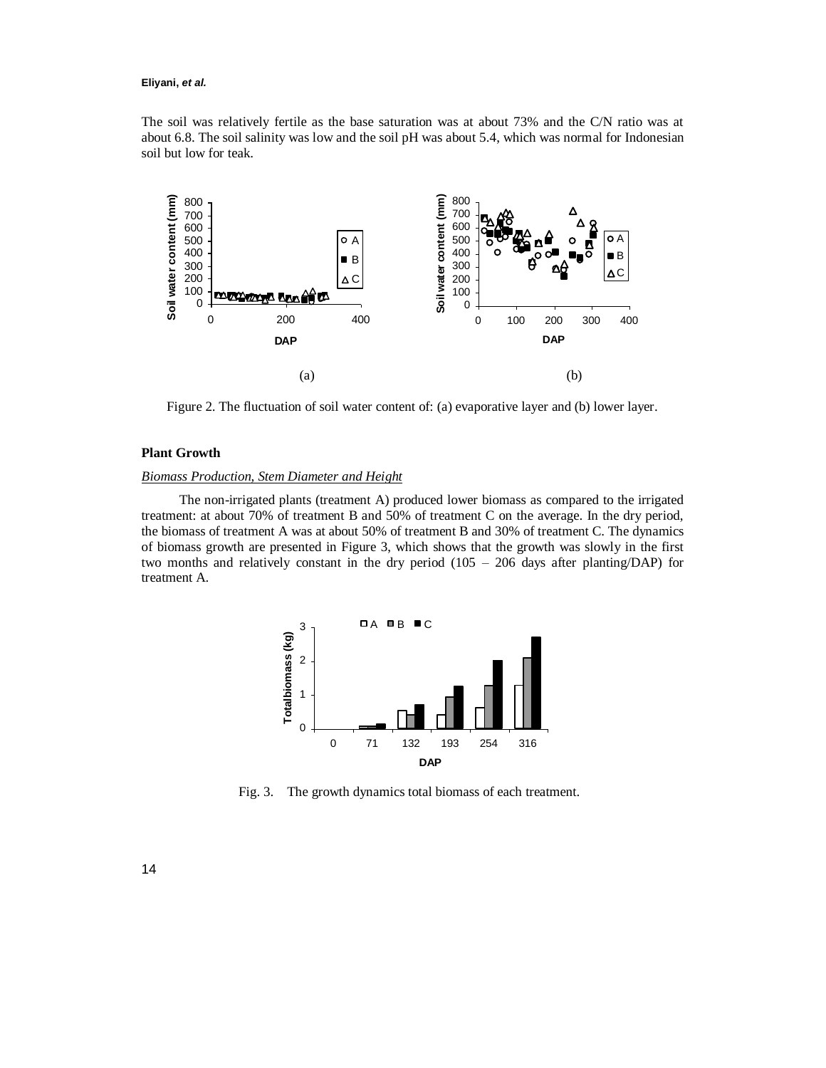The soil was relatively fertile as the base saturation was at about 73% and the C/N ratio was at about 6.8. The soil salinity was low and the soil pH was about 5.4, which was normal for Indonesian soil but low for teak.

(a) (b)

Figure 2. The fluctuation of soil water content of: (a) evaporative layer and (b) lower layer.

### Plant Growth

#### *Biomass Production, Stem Diameter and Height*

The non-irrigated plants (treatment A) produced lower biomass as compared to the irrigated treatment: at about 70% of treatment B and 50% of treatment C on the average. In the dry period, the biomass of treatment A was at about 50% of treatment B and 30% of treatment C. The dynamics of biomass growth are presented in Figure 3, which shows that the growth was slowly in the first two months and relatively constant in the dry period (105 – 206 days after planting/DAP) for treatment A.

Fig. 3. The growth dynamics total biomass of each treatment.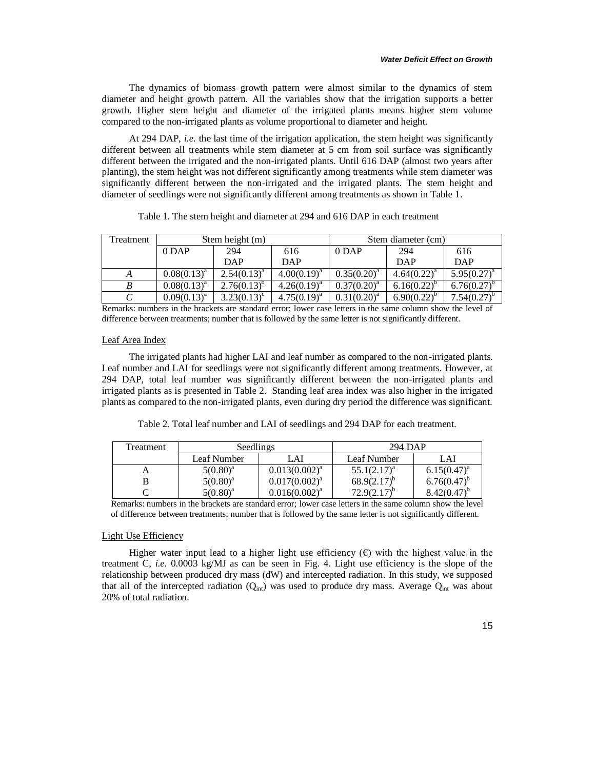The dynamics of biomass growth pattern were almost similar to the dynamics of stem diameter and height growth pattern. All the variables show that the irrigation supports a better growth. Higher stem height and diameter of the irrigated plants means higher stem volume compared to the non-irrigated plants as volume proportional to diameter and height.

At 294 DAP, *i.e.* the last time of the irrigation application, the stem height was significantly different between all treatments while stem diameter at 5 cm from soil surface was significantly different between the irrigated and the non-irrigated plants. Until 616 DAP (almost two years after planting), the stem height was not different significantly among treatments while stem diameter was significantly different between the non-irrigated and the irrigated plants. The stem height and diameter of seedlings were not significantly different among treatments as shown in Table 1.

Table 1. The stem height and diameter at 294 and 616 DAP in each treatment

| Treatment | Stem height (m) | | | Stem diameter (cm) | | |
|---|---|---|---|---|---|---|
| | 0 DAP | 294 DAP | 616 DAP | 0 DAP | 294 DAP | 616 DAP |
| *A* | $0.08(0.13)^{a}$ | $2.54(0.13)^{a}$ | $4.00(0.19)^{a}$ | $0.35(0.20)^{a}$ | $4.64(0.22)^{a}$ | $5.95(0.27)^{a}$ |
| *B* | $0.08(0.13)^{a}$ | $2.76(0.13)^{b}$ | $4.26(0.19)^{a}$ | $0.37(0.20)^{a}$ | $6.16(0.22)^{b}$ | $6.76(0.27)^{b}$ |
| *C* | $0.09(0.13)^{a}$ | $3.23(0.13)^{c}$ | $4.75(0.19)^{a}$ | $0.31(0.20)^{a}$ | $6.90(0.22)^{b}$ | $7.54(0.27)^{b}$ |

Remarks: numbers in the brackets are standard error; lower case letters in the same column show the level of difference between treatments; number that is followed by the same letter is not significantly different.

## Leaf Area Index

The irrigated plants had higher LAI and leaf number as compared to the non-irrigated plants. Leaf number and LAI for seedlings were not significantly different among treatments. However, at 294 DAP, total leaf number was significantly different between the non-irrigated plants and irrigated plants as is presented in Table 2. Standing leaf area index was also higher in the irrigated plants as compared to the non-irrigated plants, even during dry period the difference was significant.

Table 2. Total leaf number and LAI of seedlings and 294 DAP for each treatment.

| Treatment | Seedlings | | 294 DAP | |
|---|---|---|---|---|
| | Leaf Number | LAI | Leaf Number | LAI |
| A | $5(0.80)^{a}$ | $0.013(0.002)^{a}$ | $55.1(2.17)^{a}$ | $6.15(0.47)^{a}$ |
| B | $5(0.80)^{a}$ | $0.017(0.002)^{a}$ | $68.9(2.17)^{b}$ | $6.76(0.47)^{b}$ |
| C | $5(0.80)^{a}$ | $0.016(0.002)^{a}$ | $72.9(2.17)^{b}$ | $8.42(0.47)^{b}$ |

Remarks: numbers in the brackets are standard error; lower case letters in the same column show the level of difference between treatments; number that is followed by the same letter is not significantly different.

## Light Use Efficiency

Higher water input lead to a higher light use efficiency (€) with the highest value in the treatment C, *i.e.* 0.0003 kg/MJ as can be seen in Fig. 4. Light use efficiency is the slope of the relationship between produced dry mass (dW) and intercepted radiation. In this study, we supposed that all of the intercepted radiation ($Q_{int}$) was used to produce dry mass. Average $Q_{int}$ was about 20% of total radiation.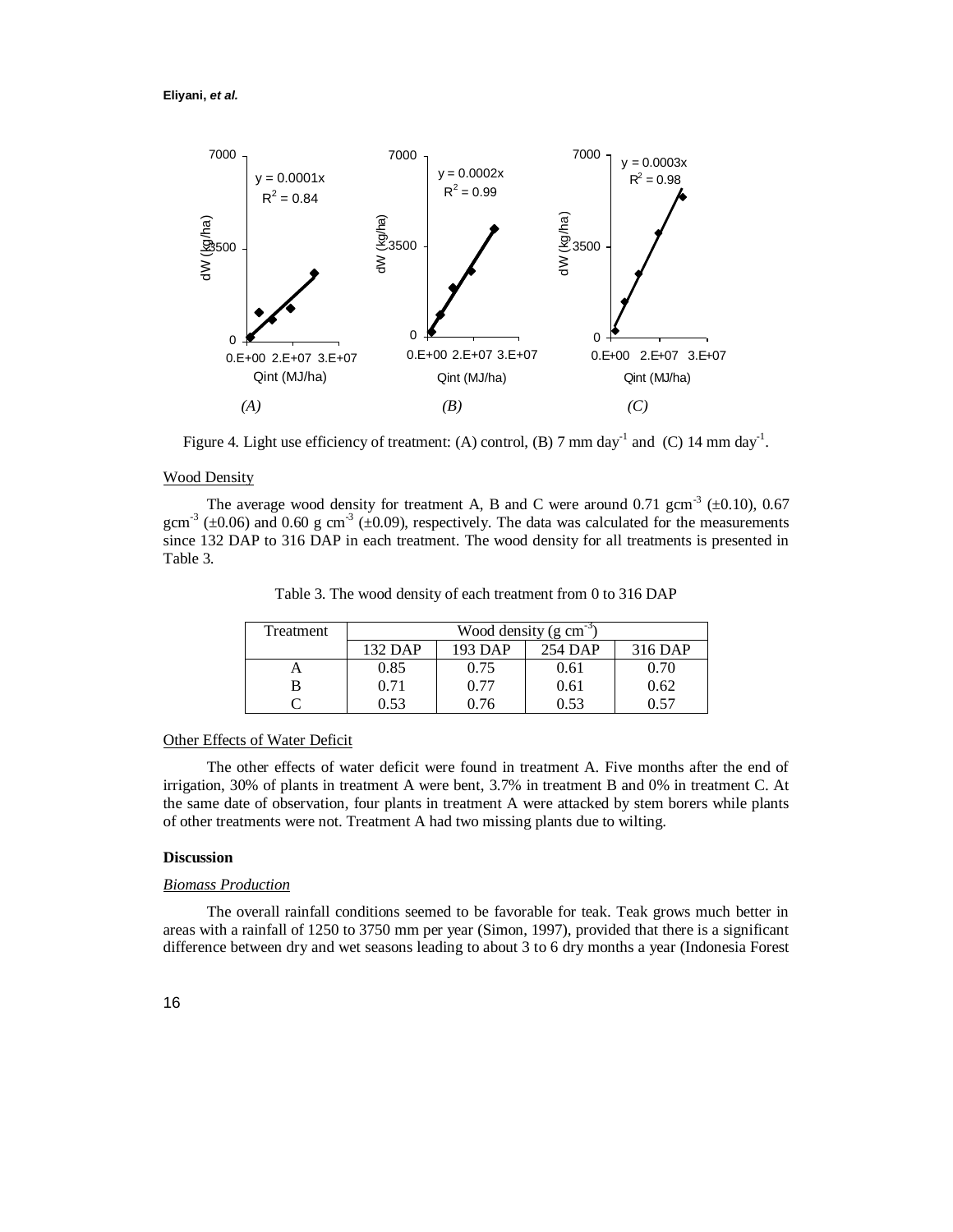Figure 4. Light use efficiency of treatment: (A) control, (B) 7 mm day$^{-1}$ and (C) 14 mm day$^{-1}$.

Wood Density

The average wood density for treatment A, B and C were around 0.71 gcm$^{-3}$ (±0.10), 0.67 gcm$^{-3}$ (±0.06) and 0.60 g cm$^{-3}$ (±0.09), respectively. The data was calculated for the measurements since 132 DAP to 316 DAP in each treatment. The wood density for all treatments is presented in Table 3.

Table 3. The wood density of each treatment from 0 to 316 DAP

| Treatment | Wood density (g cm$^{-3}$) | | | |
|---|---|---|---|---|
| | 132 DAP | 193 DAP | 254 DAP | 316 DAP |
| A | 0.85 | 0.75 | 0.61 | 0.70 |
| B | 0.71 | 0.77 | 0.61 | 0.62 |
| C | 0.53 | 0.76 | 0.53 | 0.57 |

Other Effects of Water Deficit

The other effects of water deficit were found in treatment A. Five months after the end of irrigation, 30% of plants in treatment A were bent, 3.7% in treatment B and 0% in treatment C. At the same date of observation, four plants in treatment A were attacked by stem borers while plants of other treatments were not. Treatment A had two missing plants due to wilting.

**Discussion**

*Biomass Production*

The overall rainfall conditions seemed to be favorable for teak. Teak grows much better in areas with a rainfall of 1250 to 3750 mm per year (Simon, 1997), provided that there is a significant difference between dry and wet seasons leading to about 3 to 6 dry months a year (Indonesia Forest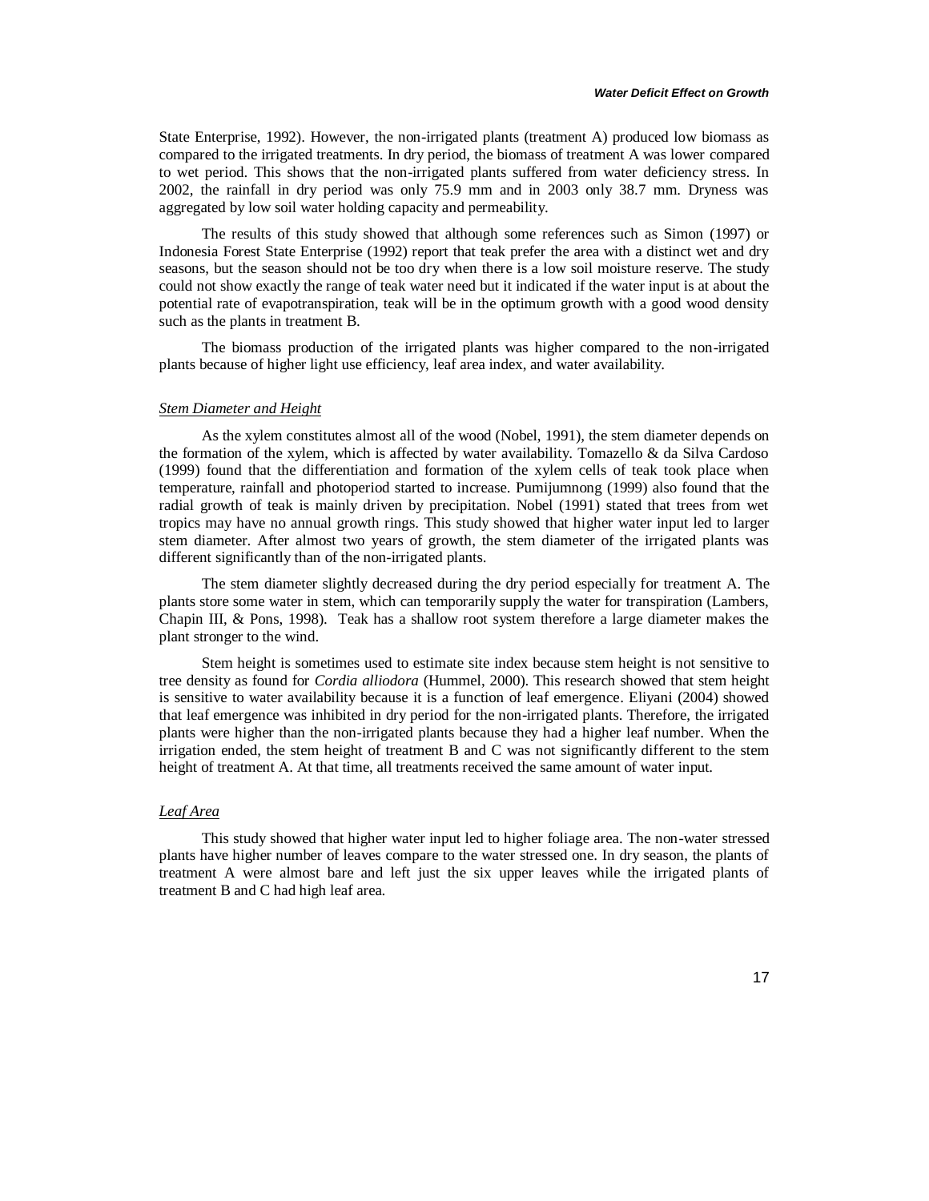State Enterprise, 1992). However, the non-irrigated plants (treatment A) produced low biomass as compared to the irrigated treatments. In dry period, the biomass of treatment A was lower compared to wet period. This shows that the non-irrigated plants suffered from water deficiency stress. In 2002, the rainfall in dry period was only 75.9 mm and in 2003 only 38.7 mm. Dryness was aggregated by low soil water holding capacity and permeability.

The results of this study showed that although some references such as Simon (1997) or Indonesia Forest State Enterprise (1992) report that teak prefer the area with a distinct wet and dry seasons, but the season should not be too dry when there is a low soil moisture reserve. The study could not show exactly the range of teak water need but it indicated if the water input is at about the potential rate of evapotranspiration, teak will be in the optimum growth with a good wood density such as the plants in treatment B.

The biomass production of the irrigated plants was higher compared to the non-irrigated plants because of higher light use efficiency, leaf area index, and water availability.

*Stem Diameter and Height*

As the xylem constitutes almost all of the wood (Nobel, 1991), the stem diameter depends on the formation of the xylem, which is affected by water availability. Tomazello & da Silva Cardoso (1999) found that the differentiation and formation of the xylem cells of teak took place when temperature, rainfall and photoperiod started to increase. Pumijumnong (1999) also found that the radial growth of teak is mainly driven by precipitation. Nobel (1991) stated that trees from wet tropics may have no annual growth rings. This study showed that higher water input led to larger stem diameter. After almost two years of growth, the stem diameter of the irrigated plants was different significantly than of the non-irrigated plants.

The stem diameter slightly decreased during the dry period especially for treatment A. The plants store some water in stem, which can temporarily supply the water for transpiration (Lambers, Chapin III, & Pons, 1998). Teak has a shallow root system therefore a large diameter makes the plant stronger to the wind.

Stem height is sometimes used to estimate site index because stem height is not sensitive to tree density as found for *Cordia alliodora* (Hummel, 2000). This research showed that stem height is sensitive to water availability because it is a function of leaf emergence. Eliyani (2004) showed that leaf emergence was inhibited in dry period for the non-irrigated plants. Therefore, the irrigated plants were higher than the non-irrigated plants because they had a higher leaf number. When the irrigation ended, the stem height of treatment B and C was not significantly different to the stem height of treatment A. At that time, all treatments received the same amount of water input.

*Leaf Area*

This study showed that higher water input led to higher foliage area. The non-water stressed plants have higher number of leaves compare to the water stressed one. In dry season, the plants of treatment A were almost bare and left just the six upper leaves while the irrigated plants of treatment B and C had high leaf area.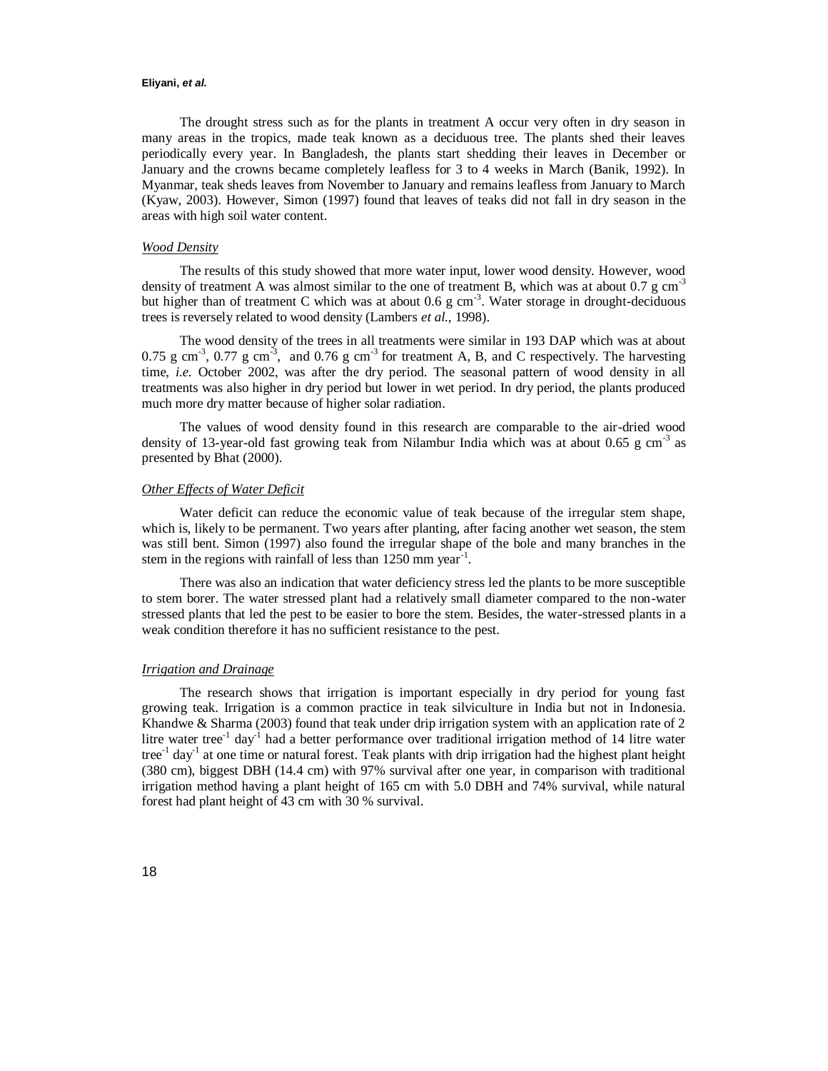The drought stress such as for the plants in treatment A occur very often in dry season in many areas in the tropics, made teak known as a deciduous tree. The plants shed their leaves periodically every year. In Bangladesh, the plants start shedding their leaves in December or January and the crowns became completely leafless for 3 to 4 weeks in March (Banik, 1992). In Myanmar, teak sheds leaves from November to January and remains leafless from January to March (Kyaw, 2003). However, Simon (1997) found that leaves of teaks did not fall in dry season in the areas with high soil water content.

### *Wood Density*

The results of this study showed that more water input, lower wood density. However, wood density of treatment A was almost similar to the one of treatment B, which was at about 0.7 g $cm^{-3}$ but higher than of treatment C which was at about 0.6 g $cm^{-3}$. Water storage in drought-deciduous trees is reversely related to wood density (Lambers *et al.*, 1998).

The wood density of the trees in all treatments were similar in 193 DAP which was at about 0.75 g $cm^{-3}$, 0.77 g $cm^{-3}$, and 0.76 g $cm^{-3}$ for treatment A, B, and C respectively. The harvesting time, *i.e.* October 2002, was after the dry period. The seasonal pattern of wood density in all treatments was also higher in dry period but lower in wet period. In dry period, the plants produced much more dry matter because of higher solar radiation.

The values of wood density found in this research are comparable to the air-dried wood density of 13-year-old fast growing teak from Nilambur India which was at about 0.65 g $cm^{-3}$ as presented by Bhat (2000).

### *Other Effects of Water Deficit*

Water deficit can reduce the economic value of teak because of the irregular stem shape, which is, likely to be permanent. Two years after planting, after facing another wet season, the stem was still bent. Simon (1997) also found the irregular shape of the bole and many branches in the stem in the regions with rainfall of less than 1250 mm $year^{-1}$.

There was also an indication that water deficiency stress led the plants to be more susceptible to stem borer. The water stressed plant had a relatively small diameter compared to the non-water stressed plants that led the pest to be easier to bore the stem. Besides, the water-stressed plants in a weak condition therefore it has no sufficient resistance to the pest.

### *Irrigation and Drainage*

The research shows that irrigation is important especially in dry period for young fast growing teak. Irrigation is a common practice in teak silviculture in India but not in Indonesia. Khandwe & Sharma (2003) found that teak under drip irrigation system with an application rate of 2 litre water $tree^{-1}$ $day^{-1}$ had a better performance over traditional irrigation method of 14 litre water $tree^{-1}$ $day^{-1}$ at one time or natural forest. Teak plants with drip irrigation had the highest plant height (380 cm), biggest DBH (14.4 cm) with 97% survival after one year, in comparison with traditional irrigation method having a plant height of 165 cm with 5.0 DBH and 74% survival, while natural forest had plant height of 43 cm with 30 % survival.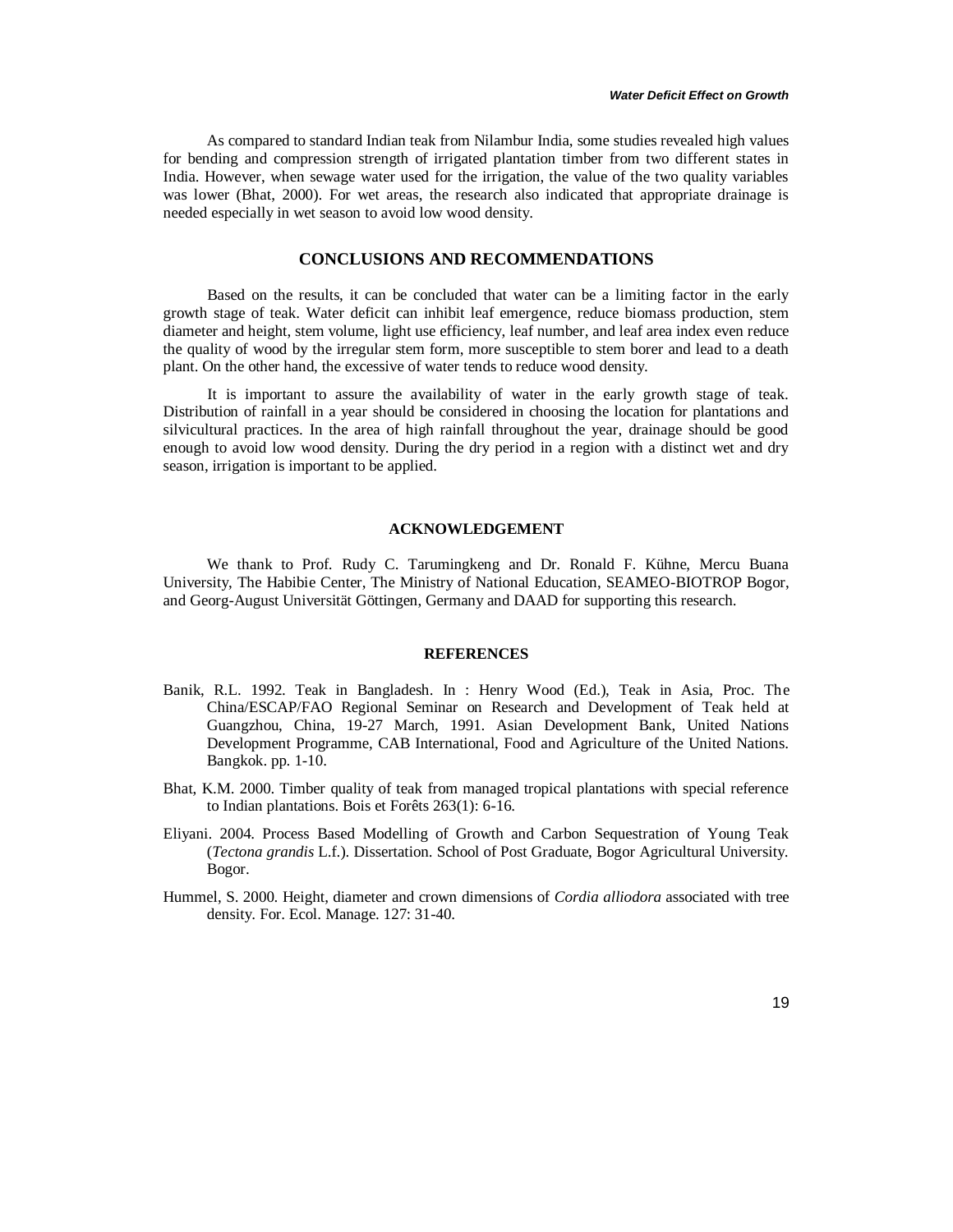As compared to standard Indian teak from Nilambur India, some studies revealed high values for bending and compression strength of irrigated plantation timber from two different states in India. However, when sewage water used for the irrigation, the value of the two quality variables was lower (Bhat, 2000). For wet areas, the research also indicated that appropriate drainage is needed especially in wet season to avoid low wood density.

## CONCLUSIONS AND RECOMMENDATIONS

Based on the results, it can be concluded that water can be a limiting factor in the early growth stage of teak. Water deficit can inhibit leaf emergence, reduce biomass production, stem diameter and height, stem volume, light use efficiency, leaf number, and leaf area index even reduce the quality of wood by the irregular stem form, more susceptible to stem borer and lead to a death plant. On the other hand, the excessive of water tends to reduce wood density.

It is important to assure the availability of water in the early growth stage of teak. Distribution of rainfall in a year should be considered in choosing the location for plantations and silvicultural practices. In the area of high rainfall throughout the year, drainage should be good enough to avoid low wood density. During the dry period in a region with a distinct wet and dry season, irrigation is important to be applied.

## ACKNOWLEDGEMENT

We thank to Prof. Rudy C. Tarumingkeng and Dr. Ronald F. Kühne, Mercu Buana University, The Habibie Center, The Ministry of National Education, SEAMEO-BIOTROP Bogor, and Georg-August Universität Göttingen, Germany and DAAD for supporting this research.

## REFERENCES

Banik, R.L. 1992. Teak in Bangladesh. In : Henry Wood (Ed.), Teak in Asia, Proc. The China/ESCAP/FAO Regional Seminar on Research and Development of Teak held at Guangzhou, China, 19-27 March, 1991. Asian Development Bank, United Nations Development Programme, CAB International, Food and Agriculture of the United Nations. Bangkok. pp. 1-10.

Bhat, K.M. 2000. Timber quality of teak from managed tropical plantations with special reference to Indian plantations. Bois et Forêts 263(1): 6-16.

Eliyani. 2004. Process Based Modelling of Growth and Carbon Sequestration of Young Teak (*Tectona grandis* L.f.). Dissertation. School of Post Graduate, Bogor Agricultural University. Bogor.

Hummel, S. 2000. Height, diameter and crown dimensions of *Cordia alliodora* associated with tree density. For. Ecol. Manage. 127: 31-40.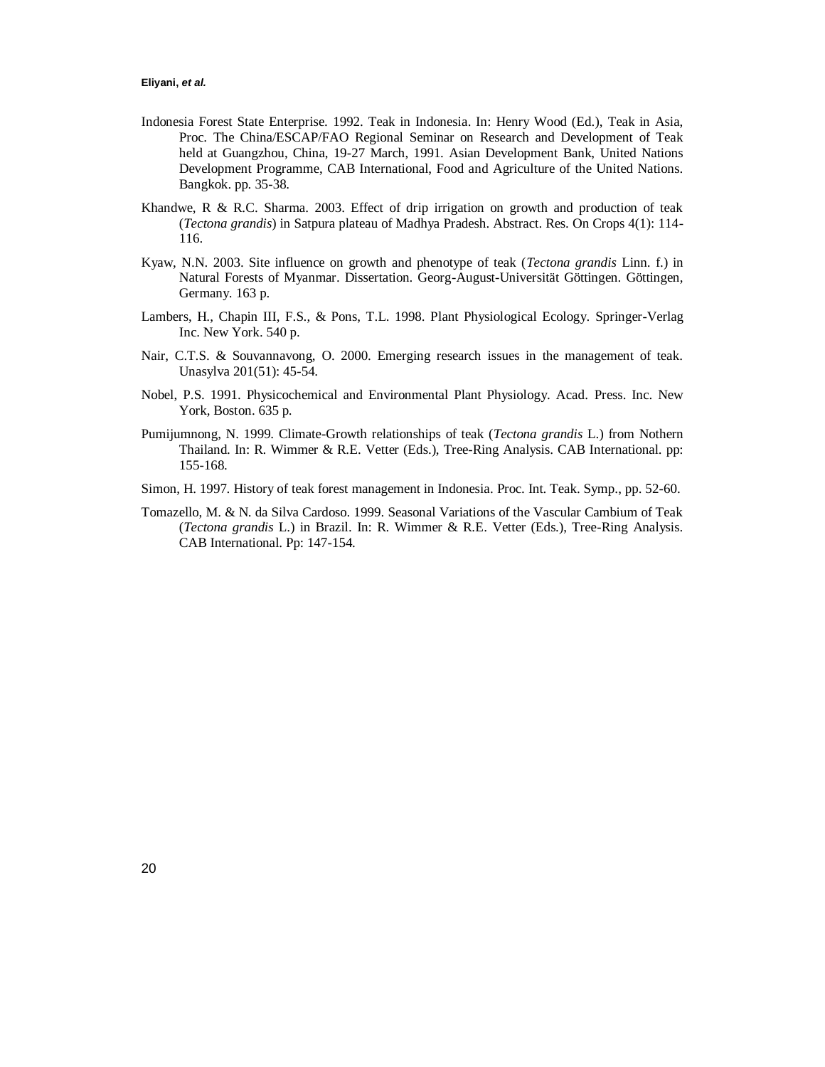Indonesia Forest State Enterprise. 1992. Teak in Indonesia. In: Henry Wood (Ed.), Teak in Asia, Proc. The China/ESCAP/FAO Regional Seminar on Research and Development of Teak held at Guangzhou, China, 19-27 March, 1991. Asian Development Bank, United Nations Development Programme, CAB International, Food and Agriculture of the United Nations. Bangkok. pp. 35-38.

Khandwe, R & R.C. Sharma. 2003. Effect of drip irrigation on growth and production of teak (*Tectona grandis*) in Satpura plateau of Madhya Pradesh. Abstract. Res. On Crops 4(1): 114-116.

Kyaw, N.N. 2003. Site influence on growth and phenotype of teak (*Tectona grandis* Linn. f.) in Natural Forests of Myanmar. Dissertation. Georg-August-Universität Göttingen. Göttingen, Germany. 163 p.

Lambers, H., Chapin III, F.S., & Pons, T.L. 1998. Plant Physiological Ecology. Springer-Verlag Inc. New York. 540 p.

Nair, C.T.S. & Souvannavong, O. 2000. Emerging research issues in the management of teak. Unasylva 201(51): 45-54.

Nobel, P.S. 1991. Physicochemical and Environmental Plant Physiology. Acad. Press. Inc. New York, Boston. 635 p.

Pumijumnong, N. 1999. Climate-Growth relationships of teak (*Tectona grandis* L.) from Nothern Thailand. In: R. Wimmer & R.E. Vetter (Eds.), Tree-Ring Analysis. CAB International. pp: 155-168.

Simon, H. 1997. History of teak forest management in Indonesia. Proc. Int. Teak. Symp., pp. 52-60.

Tomazello, M. & N. da Silva Cardoso. 1999. Seasonal Variations of the Vascular Cambium of Teak (*Tectona grandis* L.) in Brazil. In: R. Wimmer & R.E. Vetter (Eds.), Tree-Ring Analysis. CAB International. Pp: 147-154.